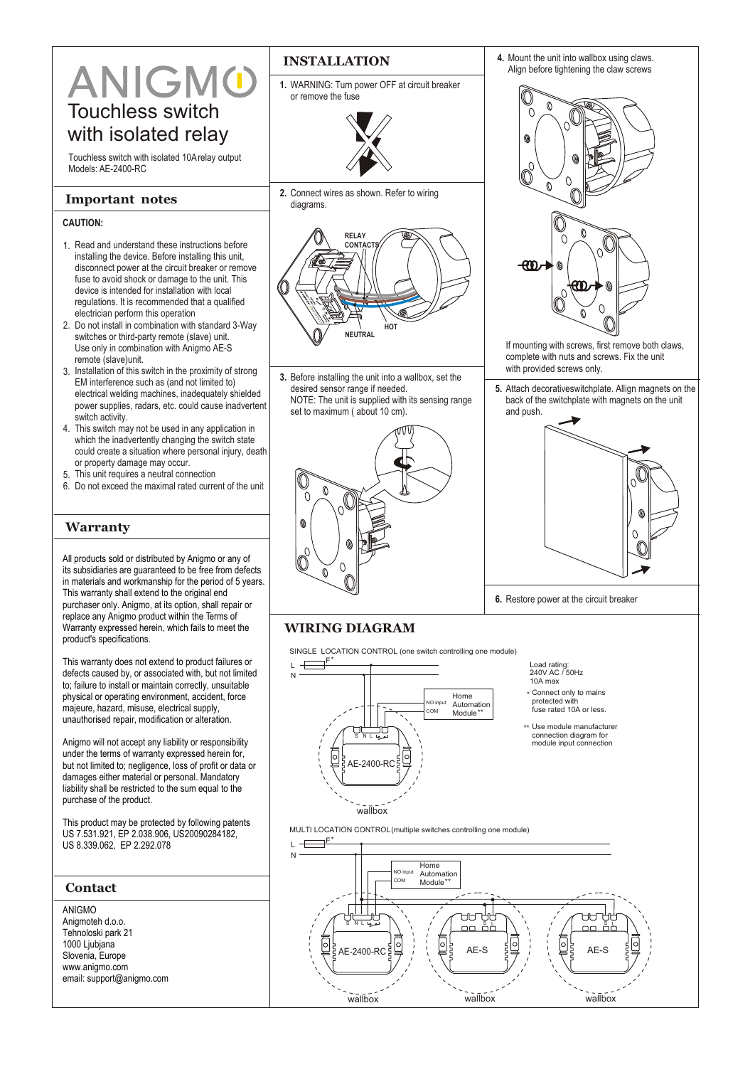# ANIGMO

## Touchless switch with isolated relay

Touchless switch with isolated 10A relay output
Models: AE-2400-RC

## Important notes

**CAUTION:**

1. Read and understand these instructions before installing the device. Before installing this unit, disconnect power at the circuit breaker or remove fuse to avoid shock or damage to the unit. This device is intended for installation with local regulations. It is recommended that a qualified electrician perform this operation
2. Do not install in combination with standard 3-Way switches or third-party remote (slave) unit. Use only in combination with Anigmo AE-S remote (slave)unit.
3. Installation of this switch in the proximity of strong EM interference such as (and not limited to) electrical welding machines, inadequately shielded power supplies, radars, etc. could cause inadvertent switch activity.
4. This switch may not be used in any application in which the inadvertently changing the switch state could create a situation where personal injury, death or property damage may occur.
5. This unit requires a neutral connection
6. Do not exceed the maximal rated current of the unit

## Warranty

All products sold or distributed by Anigmo or any of its subsidiaries are guaranteed to be free from defects in materials and workmanship for the period of 5 years. This warranty shall extend to the original end purchaser only. Anigmo, at its option, shall repair or replace any Anigmo product within the Terms of Warranty expressed herein, which fails to meet the product's specifications.

This warranty does not extend to product failures or defects caused by, or associated with, but not limited to; failure to install or maintain correctly, unsuitable physical or operating environment, accident, force majeure, hazard, misuse, electrical supply, unauthorised repair, modification or alteration.

Anigmo will not accept any liability or responsibility under the terms of warranty expressed herein for, but not limited to; negligence, loss of profit or data or damages either material or personal. Mandatory liability shall be restricted to the sum equal to the purchase of the product.

This product may be protected by following patents US 7.531.921, EP 2.038.906, US20090284182, US 8.339.062, EP 2.292.078

## Contact

ANIGMO
Anigmoteh d.o.o.
Tehnoloski park 21
1000 Ljubljana
Slovenia, Europe
www.anigmo.com
email: support@anigmo.com

## INSTALLATION

1. WARNING: Turn power OFF at circuit breaker or remove the fuse

2. Connect wires as shown. Refer to wiring diagrams.

RELAY CONTACTS
HOT
NEUTRAL

3. Before installing the unit into a wallbox, set the desired sensor range if needed.
NOTE: The unit is supplied with its sensing range set to maximum ( about 10 cm).

4. Mount the unit into wallbox using claws. Align before tightening the claw screws

If mounting with screws, first remove both claws, complete with nuts and screws. Fix the unit with provided screws only.

5. Attach decorativeswitchplate. Allign magnets on the back of the switchplate with magnets on the unit and push.

6. Restore power at the circuit breaker

## WIRING DIAGRAM

SINGLE LOCATION CONTROL (one switch controlling one module)

L, N, F*, NO input, COM, Home Automation Module**, S N L, AE-2400-RC, wallbox

Load rating:
240V AC / 50Hz
10A max

\* Connect only to mains protected with fuse rated 10A or less.

\*\* Use module manufacturer connection diagram for module input connection

MULTI LOCATION CONTROL(multiple switches controlling one module)

L, N, F*, NO input, COM, Home Automation Module**, S N L, AE-2400-RC, wallbox, S L, AE-S, wallbox, S L, AE-S, wallbox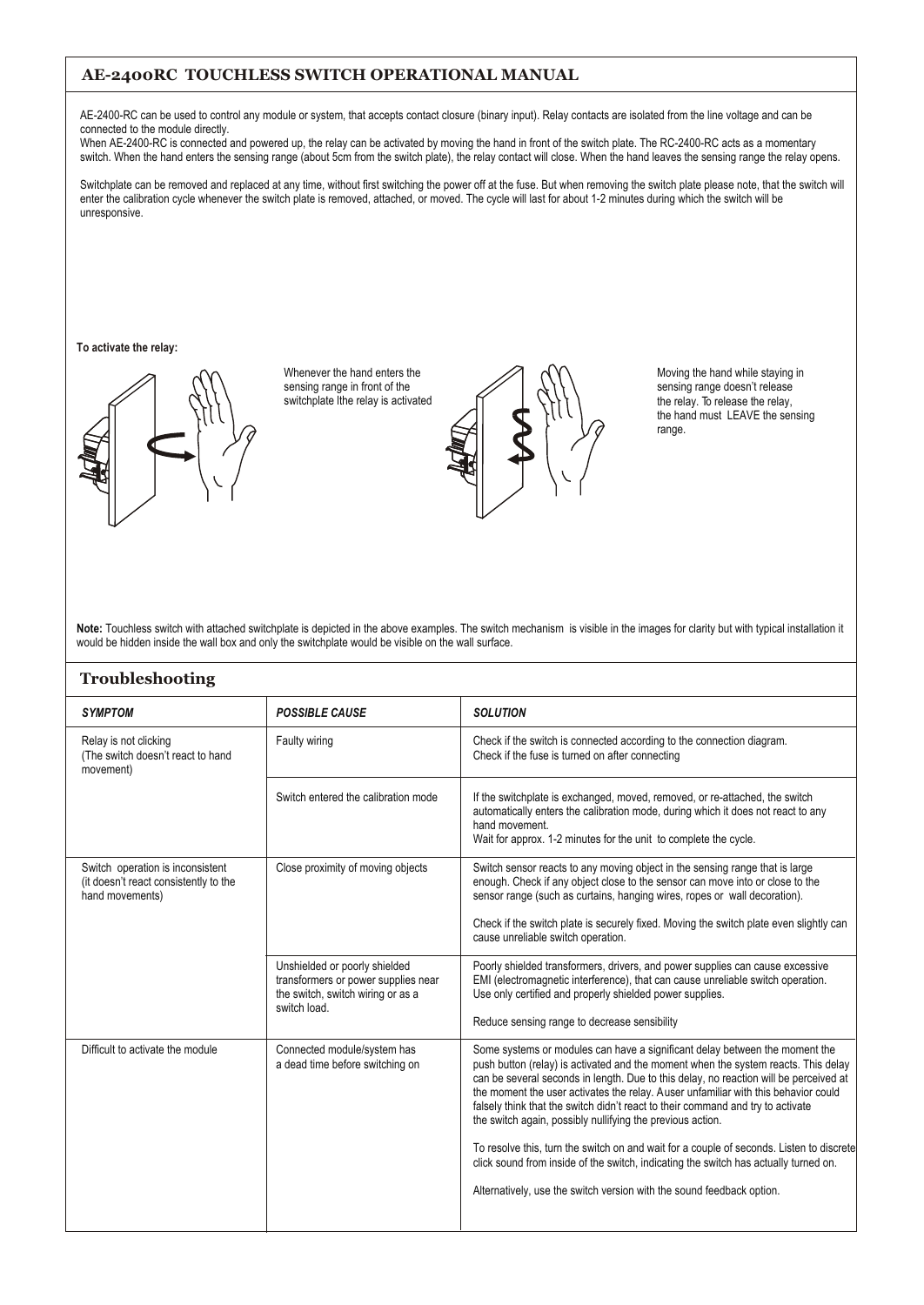## AE-2400RC TOUCHLESS SWITCH OPERATIONAL MANUAL

AE-2400-RC can be used to control any module or system, that accepts contact closure (binary input). Relay contacts are isolated from the line voltage and can be connected to the module directly.
When AE-2400-RC is connected and powered up, the relay can be activated by moving the hand in front of the switch plate. The RC-2400-RC acts as a momentary switch. When the hand enters the sensing range (about 5cm from the switch plate), the relay contact will close. When the hand leaves the sensing range the relay opens.

Switchplate can be removed and replaced at any time, without first switching the power off at the fuse. But when removing the switch plate please note, that the switch will enter the calibration cycle whenever the switch plate is removed, attached, or moved. The cycle will last for about 1-2 minutes during which the switch will be unresponsive.

**To activate the relay:**

Whenever the hand enters the sensing range in front of the switchplate lthe relay is activated

Moving the hand while staying in sensing range doesn't release the relay. To release the relay, the hand must LEAVE the sensing range.

**Note:** Touchless switch with attached switchplate is depicted in the above examples. The switch mechanism is visible in the images for clarity but with typical installation it would be hidden inside the wall box and only the switchplate would be visible on the wall surface.

## Troubleshooting

| ***SYMPTOM*** | ***POSSIBLE CAUSE*** | ***SOLUTION*** |
|---|---|---|
| Relay is not clicking (The switch doesn't react to hand movement) | Faulty wiring | Check if the switch is connected according to the connection diagram. Check if the fuse is turned on after connecting |
| | Switch entered the calibration mode | If the switchplate is exchanged, moved, removed, or re-attached, the switch automatically enters the calibration mode, during which it does not react to any hand movement. Wait for approx. 1-2 minutes for the unit to complete the cycle. |
| Switch operation is inconsistent (it doesn't react consistently to the hand movements) | Close proximity of moving objects | Switch sensor reacts to any moving object in the sensing range that is large enough. Check if any object close to the sensor can move into or close to the sensor range (such as curtains, hanging wires, ropes or wall decoration). Check if the switch plate is securely fixed. Moving the switch plate even slightly can cause unreliable switch operation. |
| | Unshielded or poorly shielded transformers or power supplies near the switch, switch wiring or as a switch load. | Poorly shielded transformers, drivers, and power supplies can cause excessive EMI (electromagnetic interference), that can cause unreliable switch operation. Use only certified and properly shielded power supplies. Reduce sensing range to decrease sensibility |
| Difficult to activate the module | Connected module/system has a dead time before switching on | Some systems or modules can have a significant delay between the moment the push button (relay) is activated and the moment when the system reacts. This delay can be several seconds in length. Due to this delay, no reaction will be perceived at the moment the user activates the relay. A user unfamiliar with this behavior could falsely think that the switch didn't react to their command and try to activate the switch again, possibly nullifying the previous action. To resolve this, turn the switch on and wait for a couple of seconds. Listen to discrete click sound from inside of the switch, indicating the switch has actually turned on. Alternatively, use the switch version with the sound feedback option. |